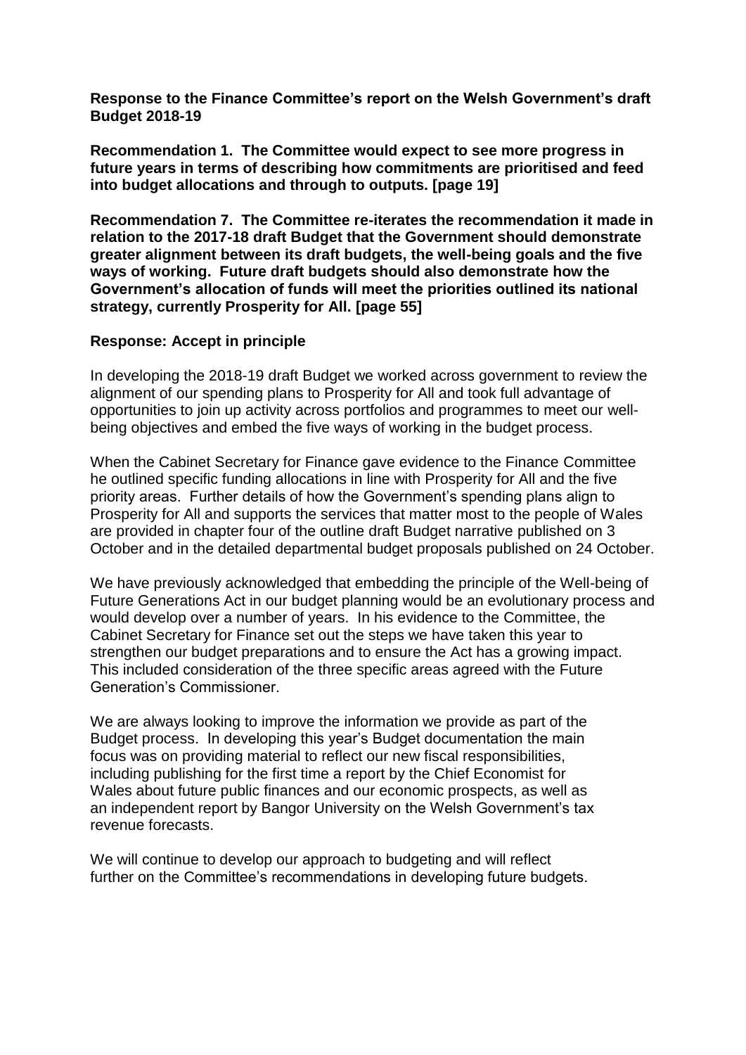**Response to the Finance Committee's report on the Welsh Government's draft Budget 2018-19**

**Recommendation 1. The Committee would expect to see more progress in future years in terms of describing how commitments are prioritised and feed into budget allocations and through to outputs. [page 19]**

**Recommendation 7. The Committee re-iterates the recommendation it made in relation to the 2017-18 draft Budget that the Government should demonstrate greater alignment between its draft budgets, the well-being goals and the five ways of working. Future draft budgets should also demonstrate how the Government's allocation of funds will meet the priorities outlined its national strategy, currently Prosperity for All. [page 55]**

**Response: Accept in principle**

In developing the 2018-19 draft Budget we worked across government to review the alignment of our spending plans to Prosperity for All and took full advantage of opportunities to join up activity across portfolios and programmes to meet our well-being objectives and embed the five ways of working in the budget process.

When the Cabinet Secretary for Finance gave evidence to the Finance Committee he outlined specific funding allocations in line with Prosperity for All and the five priority areas. Further details of how the Government's spending plans align to Prosperity for All and supports the services that matter most to the people of Wales are provided in chapter four of the outline draft Budget narrative published on 3 October and in the detailed departmental budget proposals published on 24 October.

We have previously acknowledged that embedding the principle of the Well-being of Future Generations Act in our budget planning would be an evolutionary process and would develop over a number of years. In his evidence to the Committee, the Cabinet Secretary for Finance set out the steps we have taken this year to strengthen our budget preparations and to ensure the Act has a growing impact. This included consideration of the three specific areas agreed with the Future Generation's Commissioner.

We are always looking to improve the information we provide as part of the Budget process. In developing this year's Budget documentation the main focus was on providing material to reflect our new fiscal responsibilities, including publishing for the first time a report by the Chief Economist for Wales about future public finances and our economic prospects, as well as an independent report by Bangor University on the Welsh Government's tax revenue forecasts.

We will continue to develop our approach to budgeting and will reflect further on the Committee's recommendations in developing future budgets.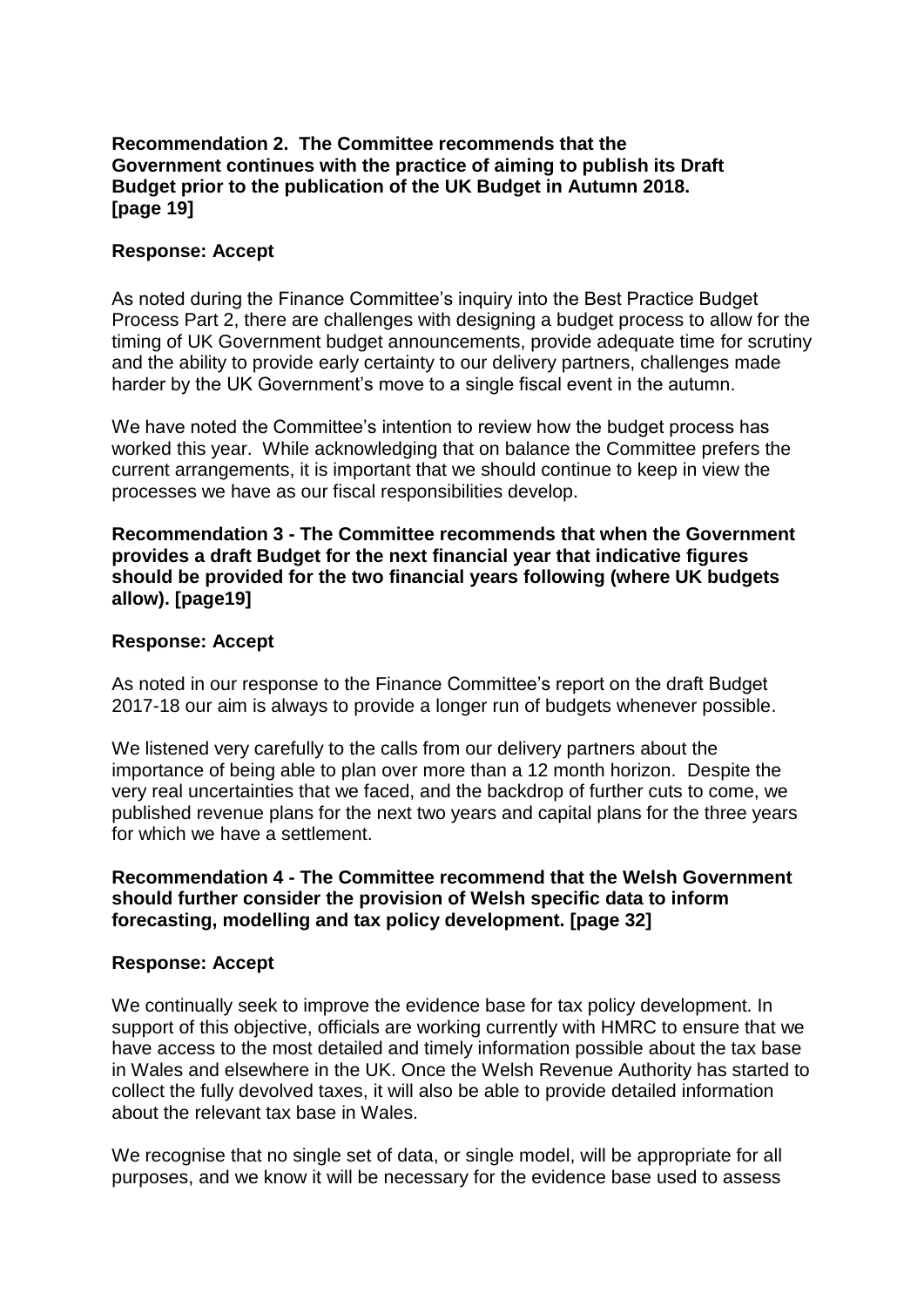**Recommendation 2. The Committee recommends that the Government continues with the practice of aiming to publish its Draft Budget prior to the publication of the UK Budget in Autumn 2018. [page 19]**

**Response: Accept**

As noted during the Finance Committee's inquiry into the Best Practice Budget Process Part 2, there are challenges with designing a budget process to allow for the timing of UK Government budget announcements, provide adequate time for scrutiny and the ability to provide early certainty to our delivery partners, challenges made harder by the UK Government's move to a single fiscal event in the autumn.

We have noted the Committee's intention to review how the budget process has worked this year. While acknowledging that on balance the Committee prefers the current arrangements, it is important that we should continue to keep in view the processes we have as our fiscal responsibilities develop.

**Recommendation 3 - The Committee recommends that when the Government provides a draft Budget for the next financial year that indicative figures should be provided for the two financial years following (where UK budgets allow). [page19]**

**Response: Accept**

As noted in our response to the Finance Committee's report on the draft Budget 2017-18 our aim is always to provide a longer run of budgets whenever possible.

We listened very carefully to the calls from our delivery partners about the importance of being able to plan over more than a 12 month horizon. Despite the very real uncertainties that we faced, and the backdrop of further cuts to come, we published revenue plans for the next two years and capital plans for the three years for which we have a settlement.

**Recommendation 4 - The Committee recommend that the Welsh Government should further consider the provision of Welsh specific data to inform forecasting, modelling and tax policy development. [page 32]**

**Response: Accept**

We continually seek to improve the evidence base for tax policy development. In support of this objective, officials are working currently with HMRC to ensure that we have access to the most detailed and timely information possible about the tax base in Wales and elsewhere in the UK. Once the Welsh Revenue Authority has started to collect the fully devolved taxes, it will also be able to provide detailed information about the relevant tax base in Wales.

We recognise that no single set of data, or single model, will be appropriate for all purposes, and we know it will be necessary for the evidence base used to assess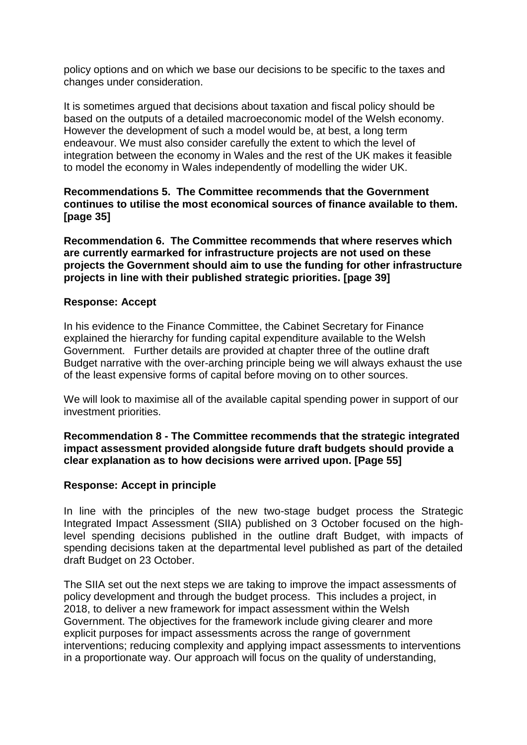policy options and on which we base our decisions to be specific to the taxes and changes under consideration.

It is sometimes argued that decisions about taxation and fiscal policy should be based on the outputs of a detailed macroeconomic model of the Welsh economy. However the development of such a model would be, at best, a long term endeavour. We must also consider carefully the extent to which the level of integration between the economy in Wales and the rest of the UK makes it feasible to model the economy in Wales independently of modelling the wider UK.

**Recommendations 5. The Committee recommends that the Government continues to utilise the most economical sources of finance available to them. [page 35]**

**Recommendation 6. The Committee recommends that where reserves which are currently earmarked for infrastructure projects are not used on these projects the Government should aim to use the funding for other infrastructure projects in line with their published strategic priorities. [page 39]**

**Response: Accept**

In his evidence to the Finance Committee, the Cabinet Secretary for Finance explained the hierarchy for funding capital expenditure available to the Welsh Government. Further details are provided at chapter three of the outline draft Budget narrative with the over-arching principle being we will always exhaust the use of the least expensive forms of capital before moving on to other sources.

We will look to maximise all of the available capital spending power in support of our investment priorities.

**Recommendation 8 - The Committee recommends that the strategic integrated impact assessment provided alongside future draft budgets should provide a clear explanation as to how decisions were arrived upon. [Page 55]**

**Response: Accept in principle**

In line with the principles of the new two-stage budget process the Strategic Integrated Impact Assessment (SIIA) published on 3 October focused on the high-level spending decisions published in the outline draft Budget, with impacts of spending decisions taken at the departmental level published as part of the detailed draft Budget on 23 October.

The SIIA set out the next steps we are taking to improve the impact assessments of policy development and through the budget process. This includes a project, in 2018, to deliver a new framework for impact assessment within the Welsh Government. The objectives for the framework include giving clearer and more explicit purposes for impact assessments across the range of government interventions; reducing complexity and applying impact assessments to interventions in a proportionate way. Our approach will focus on the quality of understanding,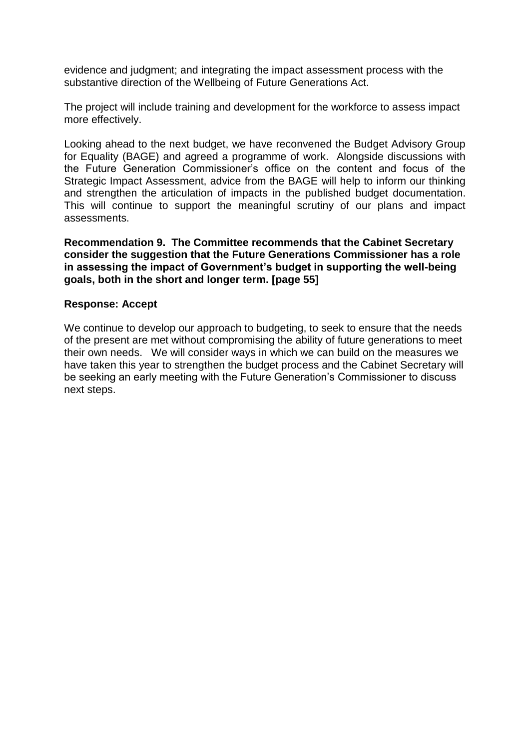evidence and judgment; and integrating the impact assessment process with the substantive direction of the Wellbeing of Future Generations Act.

The project will include training and development for the workforce to assess impact more effectively.

Looking ahead to the next budget, we have reconvened the Budget Advisory Group for Equality (BAGE) and agreed a programme of work. Alongside discussions with the Future Generation Commissioner's office on the content and focus of the Strategic Impact Assessment, advice from the BAGE will help to inform our thinking and strengthen the articulation of impacts in the published budget documentation. This will continue to support the meaningful scrutiny of our plans and impact assessments.

**Recommendation 9. The Committee recommends that the Cabinet Secretary consider the suggestion that the Future Generations Commissioner has a role in assessing the impact of Government's budget in supporting the well-being goals, both in the short and longer term. [page 55]**

**Response: Accept**

We continue to develop our approach to budgeting, to seek to ensure that the needs of the present are met without compromising the ability of future generations to meet their own needs. We will consider ways in which we can build on the measures we have taken this year to strengthen the budget process and the Cabinet Secretary will be seeking an early meeting with the Future Generation's Commissioner to discuss next steps.